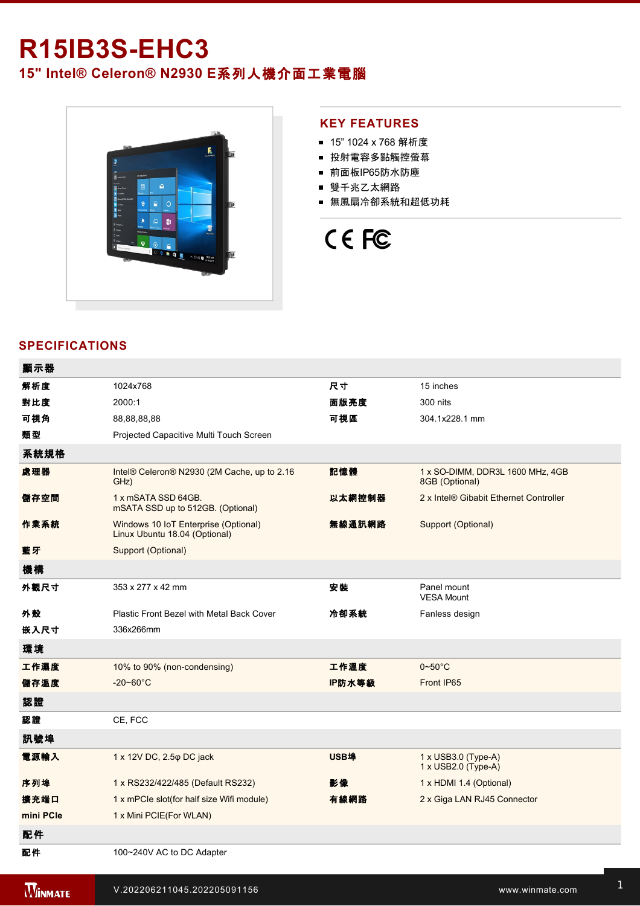# R15IB3S-EHC3

## 15" Intel® Celeron® N2930 E系列人機介面工業電腦

## KEY FEATURES

- 15" 1024 x 768 解析度
- 投射電容多點觸控螢幕
- 前面板IP65防水防塵
- 雙千兆乙太網路
- 無風扇冷卻系統和超低功耗

CE FC

## SPECIFICATIONS

| 顯示器 | | | |
|---|---|---|---|
| 解析度 | 1024x768 | 尺寸 | 15 inches |
| 對比度 | 2000:1 | 面版亮度 | 300 nits |
| 可視角 | 88,88,88,88 | 可視區 | 304.1x228.1 mm |
| 類型 | Projected Capacitive Multi Touch Screen | | |
| **系統規格** | | | |
| 處理器 | Intel® Celeron® N2930 (2M Cache, up to 2.16 GHz) | 記憶體 | 1 x SO-DIMM, DDR3L 1600 MHz, 4GB<br>8GB (Optional) |
| 儲存空間 | 1 x mSATA SSD 64GB.<br>mSATA SSD up to 512GB. (Optional) | 以太網控制器 | 2 x Intel® Gibabit Ethernet Controller |
| 作業系統 | Windows 10 IoT Enterprise (Optional)<br>Linux Ubuntu 18.04 (Optional) | 無線通訊網路 | Support (Optional) |
| 藍牙 | Support (Optional) | | |
| **機構** | | | |
| 外觀尺寸 | 353 x 277 x 42 mm | 安裝 | Panel mount<br>VESA Mount |
| 外殼 | Plastic Front Bezel with Metal Back Cover | 冷卻系統 | Fanless design |
| 嵌入尺寸 | 336x266mm | | |
| **環境** | | | |
| 工作濕度 | 10% to 90% (non-condensing) | 工作溫度 | 0~50°C |
| 儲存溫度 | -20~60°C | IP防水等級 | Front IP65 |
| **認證** | | | |
| 認證 | CE, FCC | | |
| **訊號埠** | | | |
| 電源輸入 | 1 x 12V DC, 2.5φ DC jack | USB埠 | 1 x USB3.0 (Type-A)<br>1 x USB2.0 (Type-A) |
| 序列埠 | 1 x RS232/422/485 (Default RS232) | 影像 | 1 x HDMI 1.4 (Optional) |
| 擴充端口 | 1 x mPCIe slot(for half size Wifi module) | 有線網路 | 2 x Giga LAN RJ45 Connector |
| mini PCIe | 1 x Mini PCIE(For WLAN) | | |
| **配件** | | | |
| 配件 | 100~240V AC to DC Adapter | | |

V.202206211045.202205091156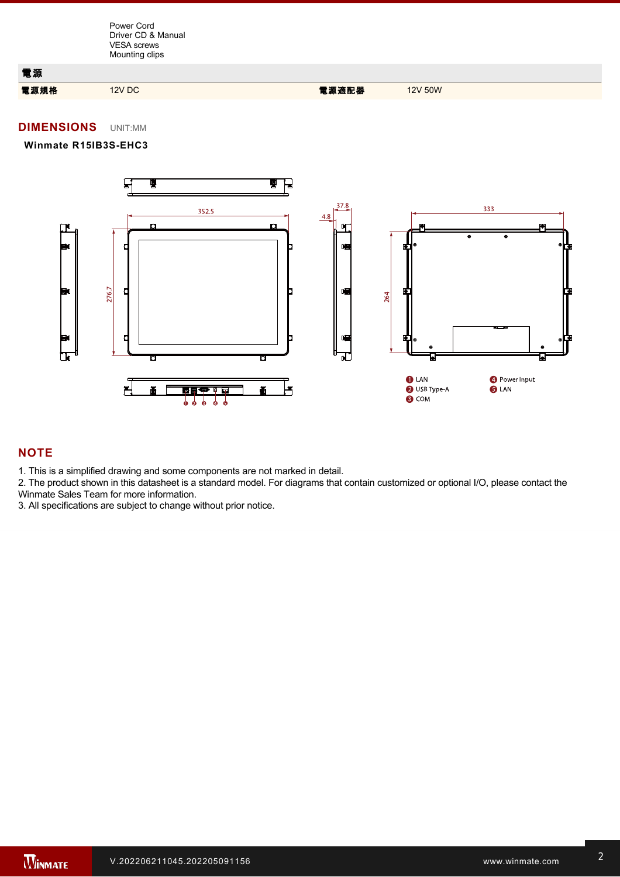Power Cord
Driver CD & Manual
VESA screws
Mounting clips

| 電源 | | | |
|---|---|---|---|
| 電源規格 | 12V DC | 電源適配器 | 12V 50W |

## DIMENSIONS UNIT:MM

**Winmate R15IB3S-EHC3**

352.5
276.7
37.8
4.8
333
264

1 LAN
2 USB Type-A
3 COM
4 Power Input
5 LAN

## NOTE

1. This is a simplified drawing and some components are not marked in detail.
2. The product shown in this datasheet is a standard model. For diagrams that contain customized or optional I/O, please contact the Winmate Sales Team for more information.
3. All specifications are subject to change without prior notice.